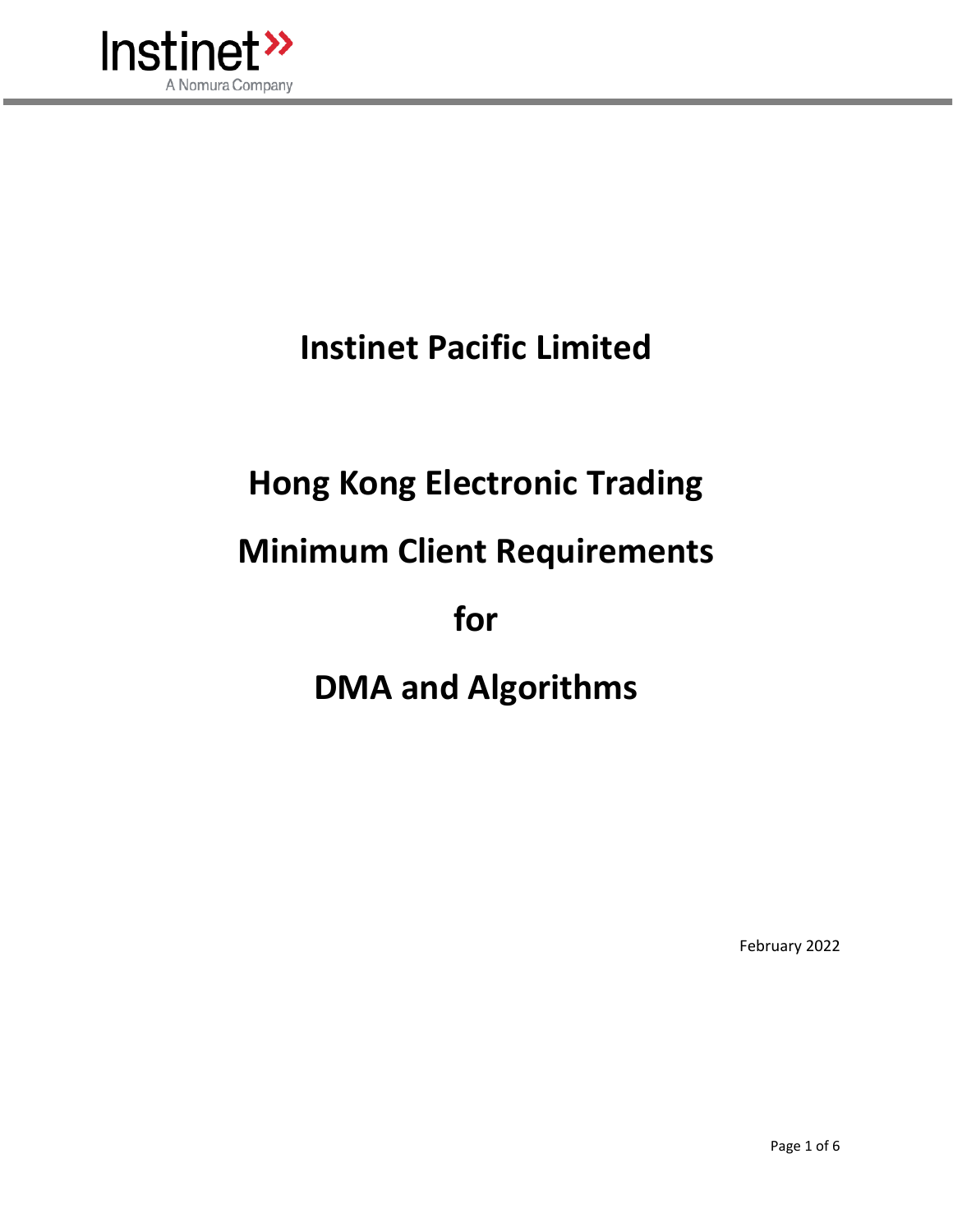Instinet
A Nomura Company

# Instinet Pacific Limited

# Hong Kong Electronic Trading

# Minimum Client Requirements

# for

# DMA and Algorithms

February 2022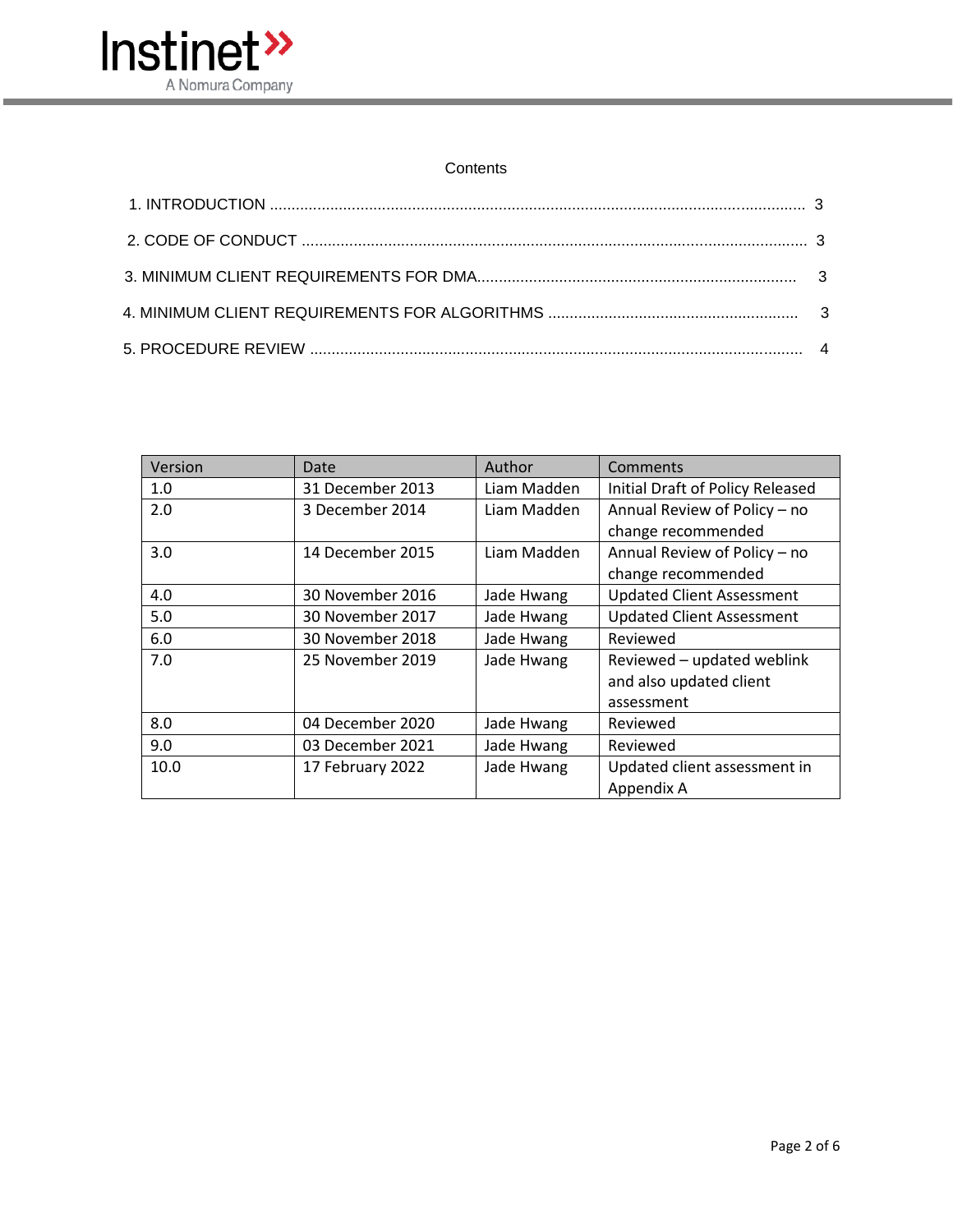Contents

1. INTRODUCTION .......................................................................................................................... 3

2. CODE OF CONDUCT ................................................................................................................... 3

3. MINIMUM CLIENT REQUIREMENTS FOR DMA......................................................................... 3

4. MINIMUM CLIENT REQUIREMENTS FOR ALGORITHMS .......................................................... 3

5. PROCEDURE REVIEW ................................................................................................................. 4

| Version | Date | Author | Comments |
|---|---|---|---|
| 1.0 | 31 December 2013 | Liam Madden | Initial Draft of Policy Released |
| 2.0 | 3 December 2014 | Liam Madden | Annual Review of Policy – no change recommended |
| 3.0 | 14 December 2015 | Liam Madden | Annual Review of Policy – no change recommended |
| 4.0 | 30 November 2016 | Jade Hwang | Updated Client Assessment |
| 5.0 | 30 November 2017 | Jade Hwang | Updated Client Assessment |
| 6.0 | 30 November 2018 | Jade Hwang | Reviewed |
| 7.0 | 25 November 2019 | Jade Hwang | Reviewed – updated weblink and also updated client assessment |
| 8.0 | 04 December 2020 | Jade Hwang | Reviewed |
| 9.0 | 03 December 2021 | Jade Hwang | Reviewed |
| 10.0 | 17 February 2022 | Jade Hwang | Updated client assessment in Appendix A |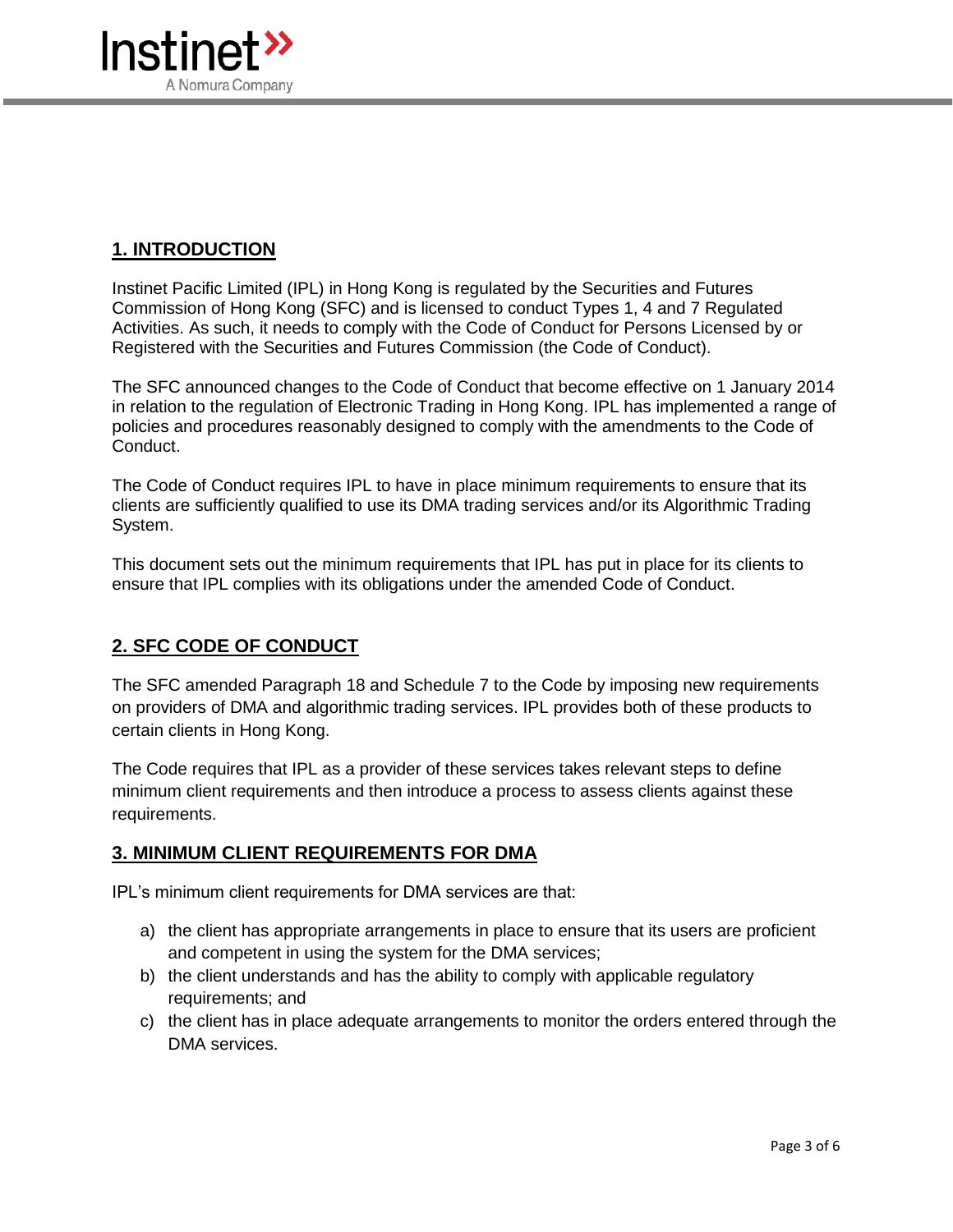## 1. INTRODUCTION

Instinet Pacific Limited (IPL) in Hong Kong is regulated by the Securities and Futures Commission of Hong Kong (SFC) and is licensed to conduct Types 1, 4 and 7 Regulated Activities. As such, it needs to comply with the Code of Conduct for Persons Licensed by or Registered with the Securities and Futures Commission (the Code of Conduct).

The SFC announced changes to the Code of Conduct that become effective on 1 January 2014 in relation to the regulation of Electronic Trading in Hong Kong. IPL has implemented a range of policies and procedures reasonably designed to comply with the amendments to the Code of Conduct.

The Code of Conduct requires IPL to have in place minimum requirements to ensure that its clients are sufficiently qualified to use its DMA trading services and/or its Algorithmic Trading System.

This document sets out the minimum requirements that IPL has put in place for its clients to ensure that IPL complies with its obligations under the amended Code of Conduct.

## 2. SFC CODE OF CONDUCT

The SFC amended Paragraph 18 and Schedule 7 to the Code by imposing new requirements on providers of DMA and algorithmic trading services. IPL provides both of these products to certain clients in Hong Kong.

The Code requires that IPL as a provider of these services takes relevant steps to define minimum client requirements and then introduce a process to assess clients against these requirements.

## 3. MINIMUM CLIENT REQUIREMENTS FOR DMA

IPL's minimum client requirements for DMA services are that:

a) the client has appropriate arrangements in place to ensure that its users are proficient and competent in using the system for the DMA services;
b) the client understands and has the ability to comply with applicable regulatory requirements; and
c) the client has in place adequate arrangements to monitor the orders entered through the DMA services.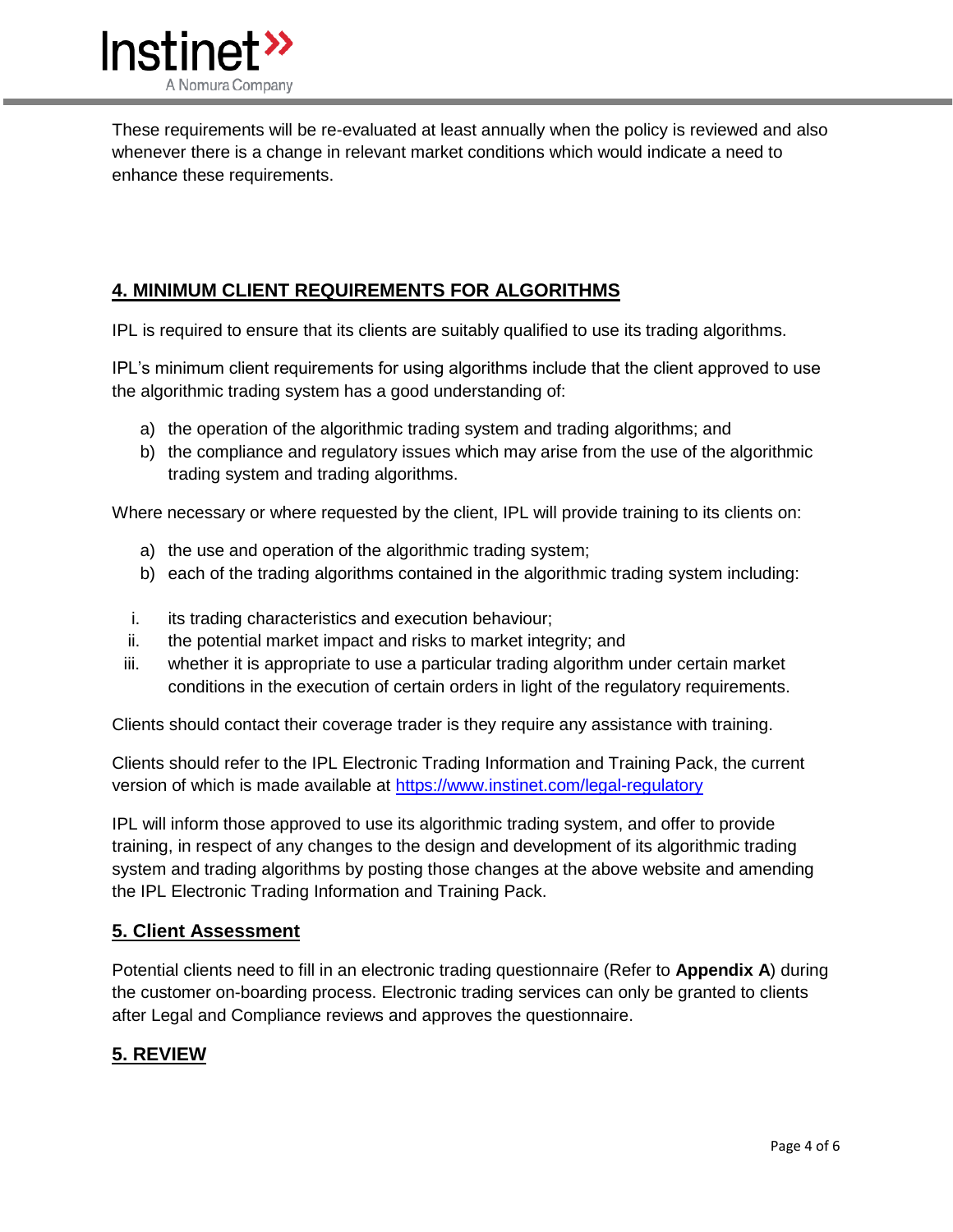These requirements will be re-evaluated at least annually when the policy is reviewed and also whenever there is a change in relevant market conditions which would indicate a need to enhance these requirements.

## 4. MINIMUM CLIENT REQUIREMENTS FOR ALGORITHMS

IPL is required to ensure that its clients are suitably qualified to use its trading algorithms.

IPL's minimum client requirements for using algorithms include that the client approved to use the algorithmic trading system has a good understanding of:

a) the operation of the algorithmic trading system and trading algorithms; and
b) the compliance and regulatory issues which may arise from the use of the algorithmic trading system and trading algorithms.

Where necessary or where requested by the client, IPL will provide training to its clients on:

a) the use and operation of the algorithmic trading system;
b) each of the trading algorithms contained in the algorithmic trading system including:

i. its trading characteristics and execution behaviour;
ii. the potential market impact and risks to market integrity; and
iii. whether it is appropriate to use a particular trading algorithm under certain market conditions in the execution of certain orders in light of the regulatory requirements.

Clients should contact their coverage trader is they require any assistance with training.

Clients should refer to the IPL Electronic Trading Information and Training Pack, the current version of which is made available at [https://www.instinet.com/legal-regulatory](https://www.instinet.com/legal-regulatory)

IPL will inform those approved to use its algorithmic trading system, and offer to provide training, in respect of any changes to the design and development of its algorithmic trading system and trading algorithms by posting those changes at the above website and amending the IPL Electronic Trading Information and Training Pack.

## 5. Client Assessment

Potential clients need to fill in an electronic trading questionnaire (Refer to **Appendix A**) during the customer on-boarding process. Electronic trading services can only be granted to clients after Legal and Compliance reviews and approves the questionnaire.

## 5. REVIEW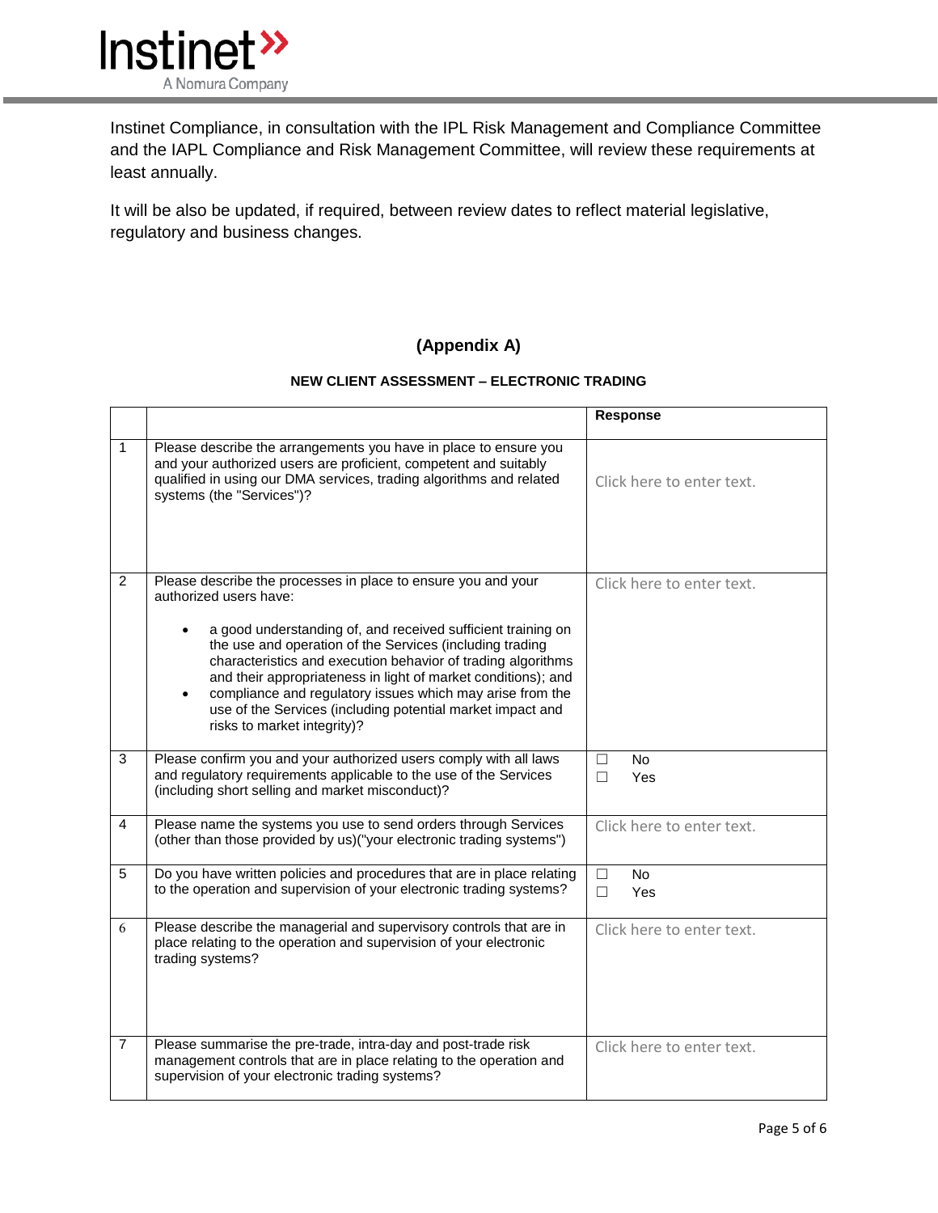Instinet Compliance, in consultation with the IPL Risk Management and Compliance Committee and the IAPL Compliance and Risk Management Committee, will review these requirements at least annually.

It will be also be updated, if required, between review dates to reflect material legislative, regulatory and business changes.

## (Appendix A)

### NEW CLIENT ASSESSMENT – ELECTRONIC TRADING

| | | **Response** |
|---|---|---|
| 1 | Please describe the arrangements you have in place to ensure you and your authorized users are proficient, competent and suitably qualified in using our DMA services, trading algorithms and related systems (the "Services")? | Click here to enter text. |
| 2 | Please describe the processes in place to ensure you and your authorized users have:<br><br>• a good understanding of, and received sufficient training on the use and operation of the Services (including trading characteristics and execution behavior of trading algorithms and their appropriateness in light of market conditions); and<br>• compliance and regulatory issues which may arise from the use of the Services (including potential market impact and risks to market integrity)? | Click here to enter text. |
| 3 | Please confirm you and your authorized users comply with all laws and regulatory requirements applicable to the use of the Services (including short selling and market misconduct)? | ☐ No<br>☐ Yes |
| 4 | Please name the systems you use to send orders through Services (other than those provided by us)("your electronic trading systems") | Click here to enter text. |
| 5 | Do you have written policies and procedures that are in place relating to the operation and supervision of your electronic trading systems? | ☐ No<br>☐ Yes |
| 6 | Please describe the managerial and supervisory controls that are in place relating to the operation and supervision of your electronic trading systems? | Click here to enter text. |
| 7 | Please summarise the pre-trade, intra-day and post-trade risk management controls that are in place relating to the operation and supervision of your electronic trading systems? | Click here to enter text. |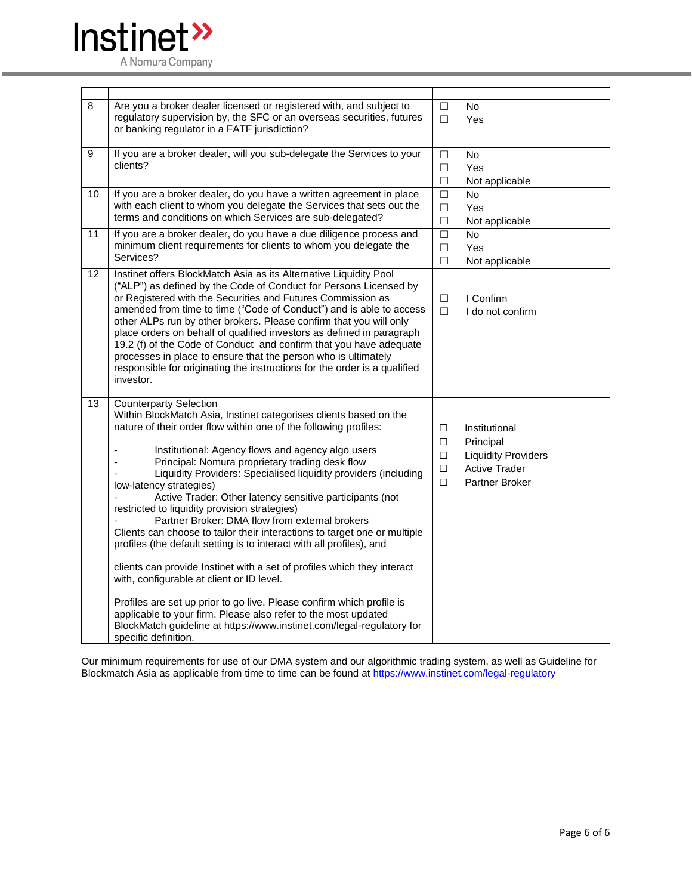| | | |
|---|---|---|
| 8 | Are you a broker dealer licensed or registered with, and subject to regulatory supervision by, the SFC or an overseas securities, futures or banking regulator in a FATF jurisdiction? | ☐ No<br>☐ Yes |
| 9 | If you are a broker dealer, will you sub-delegate the Services to your clients? | ☐ No<br>☐ Yes<br>☐ Not applicable |
| 10 | If you are a broker dealer, do you have a written agreement in place with each client to whom you delegate the Services that sets out the terms and conditions on which Services are sub-delegated? | ☐ No<br>☐ Yes<br>☐ Not applicable |
| 11 | If you are a broker dealer, do you have a due diligence process and minimum client requirements for clients to whom you delegate the Services? | ☐ No<br>☐ Yes<br>☐ Not applicable |
| 12 | Instinet offers BlockMatch Asia as its Alternative Liquidity Pool ("ALP") as defined by the Code of Conduct for Persons Licensed by or Registered with the Securities and Futures Commission as amended from time to time ("Code of Conduct") and is able to access other ALPs run by other brokers. Please confirm that you will only place orders on behalf of qualified investors as defined in paragraph 19.2 (f) of the Code of Conduct and confirm that you have adequate processes in place to ensure that the person who is ultimately responsible for originating the instructions for the order is a qualified investor. | ☐ I Confirm<br>☐ I do not confirm |
| 13 | Counterparty Selection<br>Within BlockMatch Asia, Instinet categorises clients based on the nature of their order flow within one of the following profiles:<br><br>- Institutional: Agency flows and agency algo users<br>- Principal: Nomura proprietary trading desk flow<br>- Liquidity Providers: Specialised liquidity providers (including low-latency strategies)<br>- Active Trader: Other latency sensitive participants (not restricted to liquidity provision strategies)<br>- Partner Broker: DMA flow from external brokers<br>Clients can choose to tailor their interactions to target one or multiple profiles (the default setting is to interact with all profiles), and<br><br>clients can provide Instinet with a set of profiles which they interact with, configurable at client or ID level.<br><br>Profiles are set up prior to go live. Please confirm which profile is applicable to your firm. Please also refer to the most updated BlockMatch guideline at https://www.instinet.com/legal-regulatory for specific definition. | ☐ Institutional<br>☐ Principal<br>☐ Liquidity Providers<br>☐ Active Trader<br>☐ Partner Broker |

Our minimum requirements for use of our DMA system and our algorithmic trading system, as well as Guideline for Blockmatch Asia as applicable from time to time can be found at https://www.instinet.com/legal-regulatory